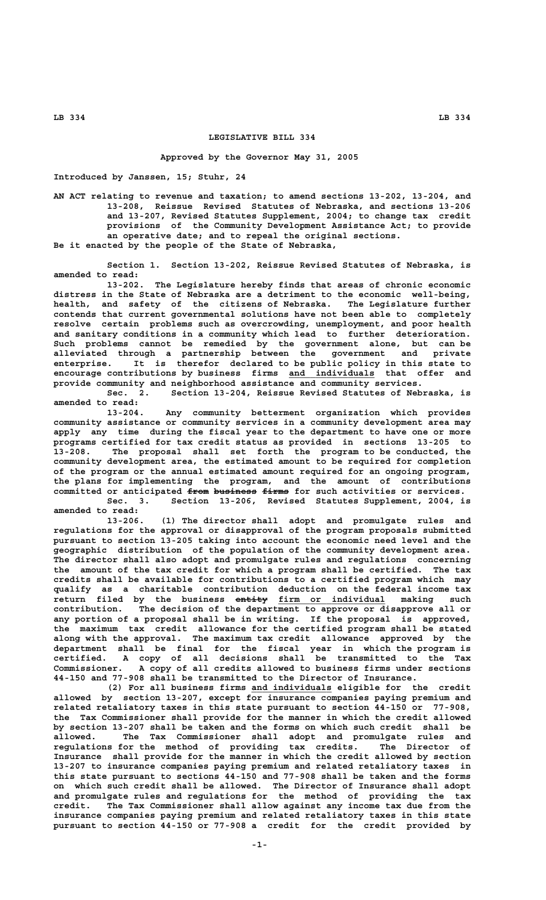# LEGISLATIVE BILL 334

**Approved by the Governor May 31, 2005**

**Introduced by Janssen, 15; Stuhr, 24**

AN ACT relating to revenue and taxation; to amend sections 13-202, 13-204, and 13-208, Reissue Revised Statutes of Nebraska, and sections 13-206 and 13-207, Revised Statutes Supplement, 2004; to change tax credit provisions of the Community Development Assistance Act; to provide an operative date; and to repeal the original sections.

Be it enacted by the people of the State of Nebraska,

Section 1. Section 13-202, Reissue Revised Statutes of Nebraska, is amended to read:

13-202. The Legislature hereby finds that areas of chronic economic distress in the State of Nebraska are a detriment to the economic well-being, health, and safety of the citizens of Nebraska. The Legislature further contends that current governmental solutions have not been able to completely resolve certain problems such as overcrowding, unemployment, and poor health and sanitary conditions in a community which lead to further deterioration. Such problems cannot be remedied by the government alone, but can be alleviated through a partnership between the government and private enterprise. It is therefor declared to be public policy in this state to encourage contributions by business firms and individuals that offer and provide community and neighborhood assistance and community services.

Sec. 2. Section 13-204, Reissue Revised Statutes of Nebraska, is amended to read:

13-204. Any community betterment organization which provides community assistance or community services in a community development area may apply any time during the fiscal year to the department to have one or more programs certified for tax credit status as provided in sections 13-205 to 13-208. The proposal shall set forth the program to be conducted, the community development area, the estimated amount to be required for completion of the program or the annual estimated amount required for an ongoing program, the plans for implementing the program, and the amount of contributions committed or anticipated ~~from business firms~~ for such activities or services.

Sec. 3. Section 13-206, Revised Statutes Supplement, 2004, is amended to read:

13-206. (1) The director shall adopt and promulgate rules and regulations for the approval or disapproval of the program proposals submitted pursuant to section 13-205 taking into account the economic need level and the geographic distribution of the population of the community development area. The director shall also adopt and promulgate rules and regulations concerning the amount of the tax credit for which a program shall be certified. The tax credits shall be available for contributions to a certified program which may qualify as a charitable contribution deduction on the federal income tax return filed by the business ~~entity~~ firm or individual making such contribution. The decision of the department to approve or disapprove all or any portion of a proposal shall be in writing. If the proposal is approved, the maximum tax credit allowance for the certified program shall be stated along with the approval. The maximum tax credit allowance approved by the department shall be final for the fiscal year in which the program is certified. A copy of all decisions shall be transmitted to the Tax Commissioner. A copy of all credits allowed to business firms under sections 44-150 and 77-908 shall be transmitted to the Director of Insurance.

(2) For all business firms and individuals eligible for the credit allowed by section 13-207, except for insurance companies paying premium and related retaliatory taxes in this state pursuant to section 44-150 or 77-908, the Tax Commissioner shall provide for the manner in which the credit allowed by section 13-207 shall be taken and the forms on which such credit shall be allowed. The Tax Commissioner shall adopt and promulgate rules and regulations for the method of providing tax credits. The Director of Insurance shall provide for the manner in which the credit allowed by section 13-207 to insurance companies paying premium and related retaliatory taxes in this state pursuant to sections 44-150 and 77-908 shall be taken and the forms on which such credit shall be allowed. The Director of Insurance shall adopt and promulgate rules and regulations for the method of providing the tax credit. The Tax Commissioner shall allow against any income tax due from the insurance companies paying premium and related retaliatory taxes in this state pursuant to section 44-150 or 77-908 a credit for the credit provided by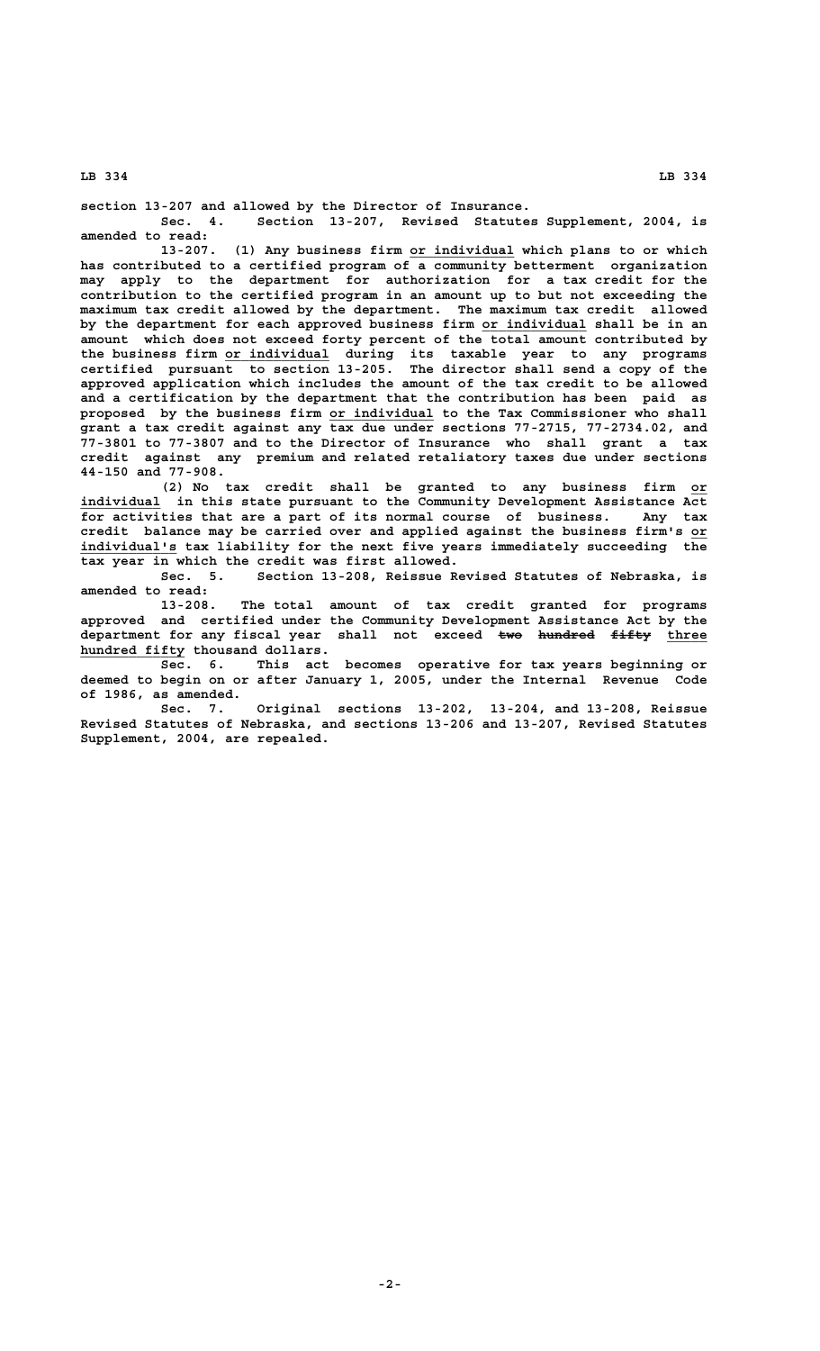section 13-207 and allowed by the Director of Insurance.

Sec. 4. Section 13-207, Revised Statutes Supplement, 2004, is amended to read:

13-207. (1) Any business firm or individual which plans to or which has contributed to a certified program of a community betterment organization may apply to the department for authorization for a tax credit for the contribution to the certified program in an amount up to but not exceeding the maximum tax credit allowed by the department. The maximum tax credit allowed by the department for each approved business firm or individual shall be in an amount which does not exceed forty percent of the total amount contributed by the business firm or individual during its taxable year to any programs certified pursuant to section 13-205. The director shall send a copy of the approved application which includes the amount of the tax credit to be allowed and a certification by the department that the contribution has been paid as proposed by the business firm or individual to the Tax Commissioner who shall grant a tax credit against any tax due under sections 77-2715, 77-2734.02, and 77-3801 to 77-3807 and to the Director of Insurance who shall grant a tax credit against any premium and related retaliatory taxes due under sections 44-150 and 77-908.

(2) No tax credit shall be granted to any business firm or individual in this state pursuant to the Community Development Assistance Act for activities that are a part of its normal course of business. Any tax credit balance may be carried over and applied against the business firm's or individual's tax liability for the next five years immediately succeeding the tax year in which the credit was first allowed.

Sec. 5. Section 13-208, Reissue Revised Statutes of Nebraska, is amended to read:

13-208. The total amount of tax credit granted for programs approved and certified under the Community Development Assistance Act by the department for any fiscal year shall not exceed ~~two hundred fifty~~ three hundred fifty thousand dollars.

Sec. 6. This act becomes operative for tax years beginning or deemed to begin on or after January 1, 2005, under the Internal Revenue Code of 1986, as amended.

Sec. 7. Original sections 13-202, 13-204, and 13-208, Reissue Revised Statutes of Nebraska, and sections 13-206 and 13-207, Revised Statutes Supplement, 2004, are repealed.